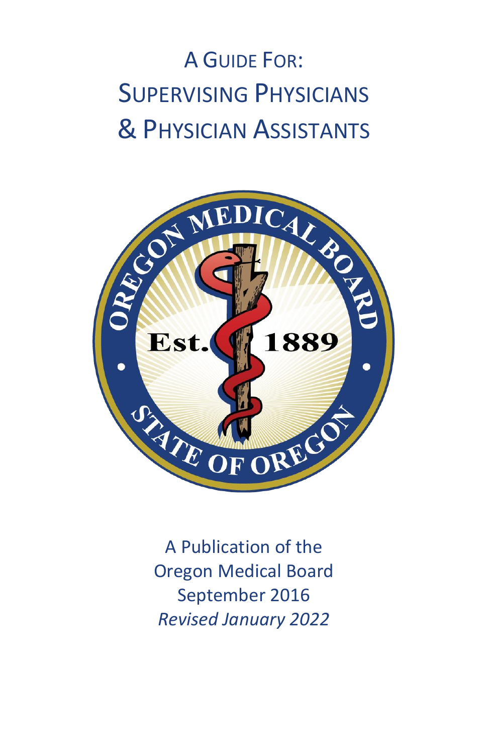# A Guide For: Supervising Physicians & Physician Assistants

A Publication of the
Oregon Medical Board
September 2016
*Revised January 2022*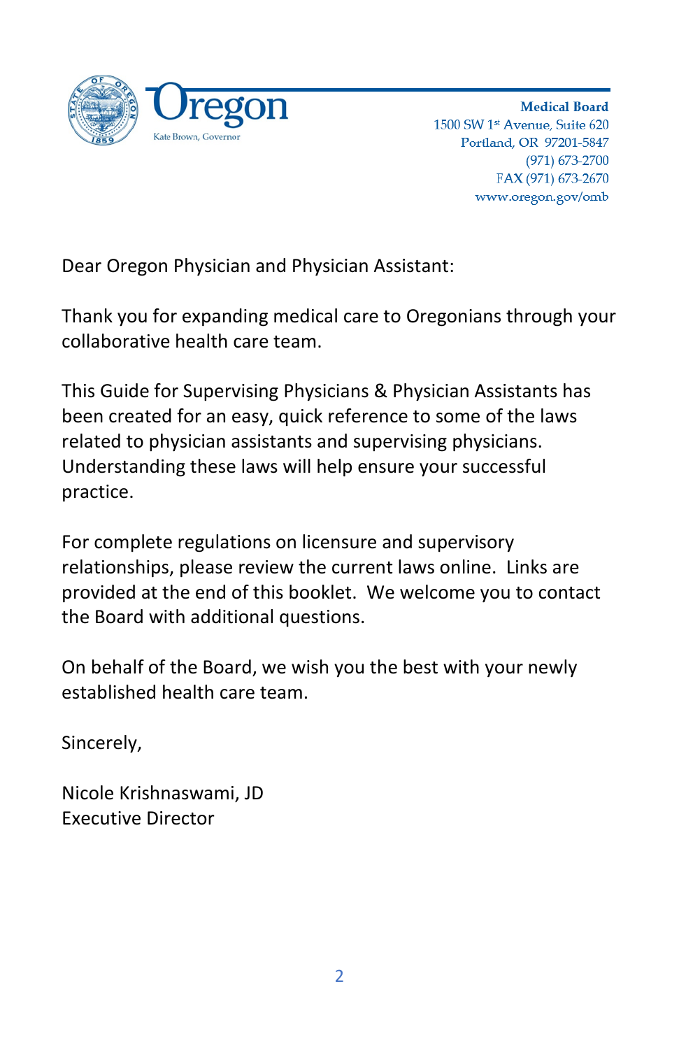Oregon

Kate Brown, Governor

**Medical Board**
1500 SW 1st Avenue, Suite 620
Portland, OR 97201-5847
(971) 673-2700
FAX (971) 673-2670
www.oregon.gov/omb

Dear Oregon Physician and Physician Assistant:

Thank you for expanding medical care to Oregonians through your collaborative health care team.

This Guide for Supervising Physicians & Physician Assistants has been created for an easy, quick reference to some of the laws related to physician assistants and supervising physicians. Understanding these laws will help ensure your successful practice.

For complete regulations on licensure and supervisory relationships, please review the current laws online. Links are provided at the end of this booklet. We welcome you to contact the Board with additional questions.

On behalf of the Board, we wish you the best with your newly established health care team.

Sincerely,

Nicole Krishnaswami, JD
Executive Director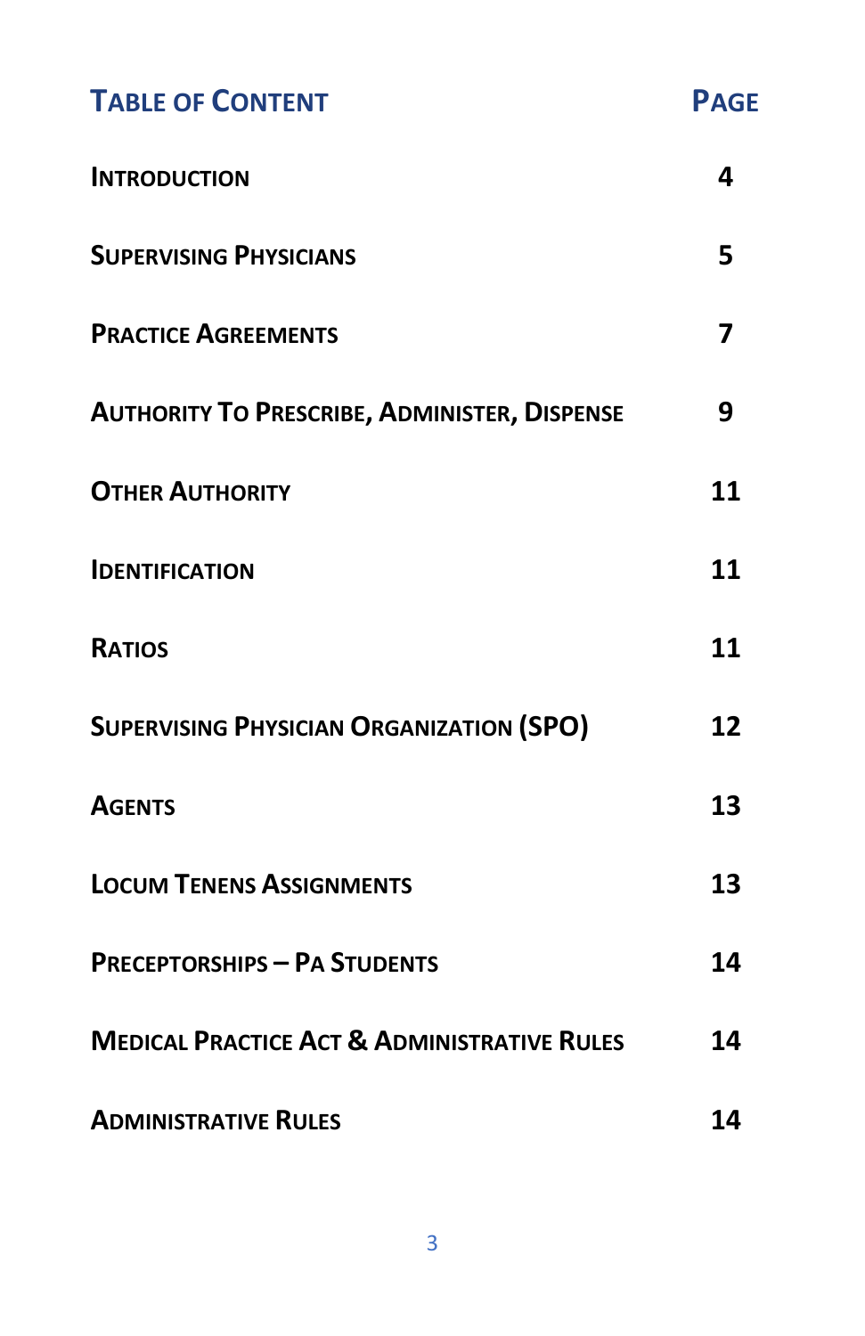## Table of Content

| Table of Content | Page |
| --- | --- |
| Introduction | 4 |
| Supervising Physicians | 5 |
| Practice Agreements | 7 |
| Authority To Prescribe, Administer, Dispense | 9 |
| Other Authority | 11 |
| Identification | 11 |
| Ratios | 11 |
| Supervising Physician Organization (SPO) | 12 |
| Agents | 13 |
| Locum Tenens Assignments | 13 |
| Preceptorships – PA Students | 14 |
| Medical Practice Act & Administrative Rules | 14 |
| Administrative Rules | 14 |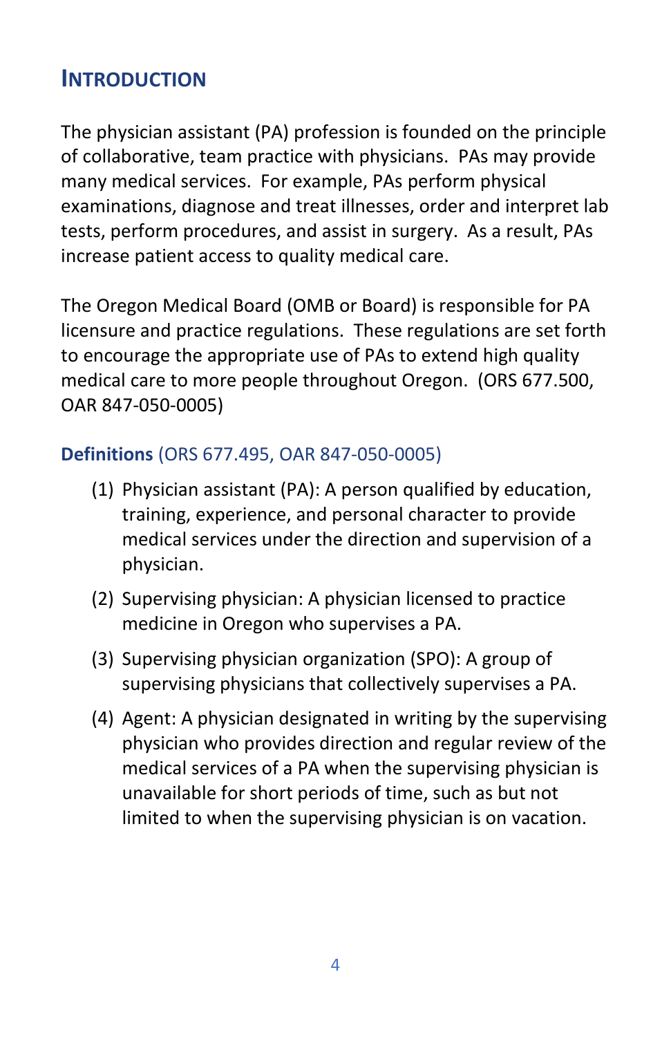## Introduction

The physician assistant (PA) profession is founded on the principle of collaborative, team practice with physicians. PAs may provide many medical services. For example, PAs perform physical examinations, diagnose and treat illnesses, order and interpret lab tests, perform procedures, and assist in surgery. As a result, PAs increase patient access to quality medical care.

The Oregon Medical Board (OMB or Board) is responsible for PA licensure and practice regulations. These regulations are set forth to encourage the appropriate use of PAs to extend high quality medical care to more people throughout Oregon. (ORS 677.500, OAR 847-050-0005)

### **Definitions** (ORS 677.495, OAR 847-050-0005)

(1) Physician assistant (PA): A person qualified by education, training, experience, and personal character to provide medical services under the direction and supervision of a physician.

(2) Supervising physician: A physician licensed to practice medicine in Oregon who supervises a PA.

(3) Supervising physician organization (SPO): A group of supervising physicians that collectively supervises a PA.

(4) Agent: A physician designated in writing by the supervising physician who provides direction and regular review of the medical services of a PA when the supervising physician is unavailable for short periods of time, such as but not limited to when the supervising physician is on vacation.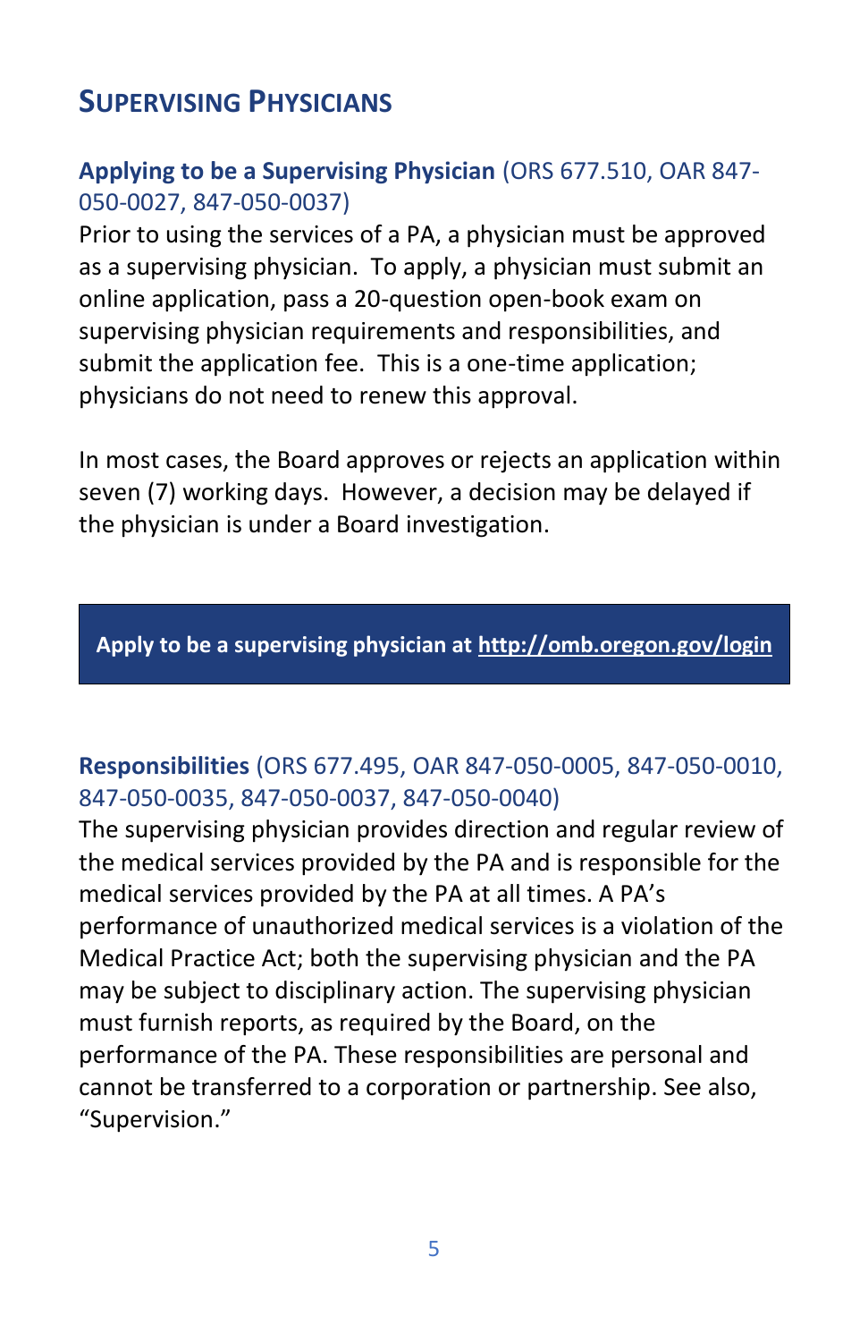## SUPERVISING PHYSICIANS

### Applying to be a Supervising Physician (ORS 677.510, OAR 847-050-0027, 847-050-0037)

Prior to using the services of a PA, a physician must be approved as a supervising physician. To apply, a physician must submit an online application, pass a 20-question open-book exam on supervising physician requirements and responsibilities, and submit the application fee. This is a one-time application; physicians do not need to renew this approval.

In most cases, the Board approves or rejects an application within seven (7) working days. However, a decision may be delayed if the physician is under a Board investigation.

**Apply to be a supervising physician at http://omb.oregon.gov/login**

### Responsibilities (ORS 677.495, OAR 847-050-0005, 847-050-0010, 847-050-0035, 847-050-0037, 847-050-0040)

The supervising physician provides direction and regular review of the medical services provided by the PA and is responsible for the medical services provided by the PA at all times. A PA's performance of unauthorized medical services is a violation of the Medical Practice Act; both the supervising physician and the PA may be subject to disciplinary action. The supervising physician must furnish reports, as required by the Board, on the performance of the PA. These responsibilities are personal and cannot be transferred to a corporation or partnership. See also, "Supervision."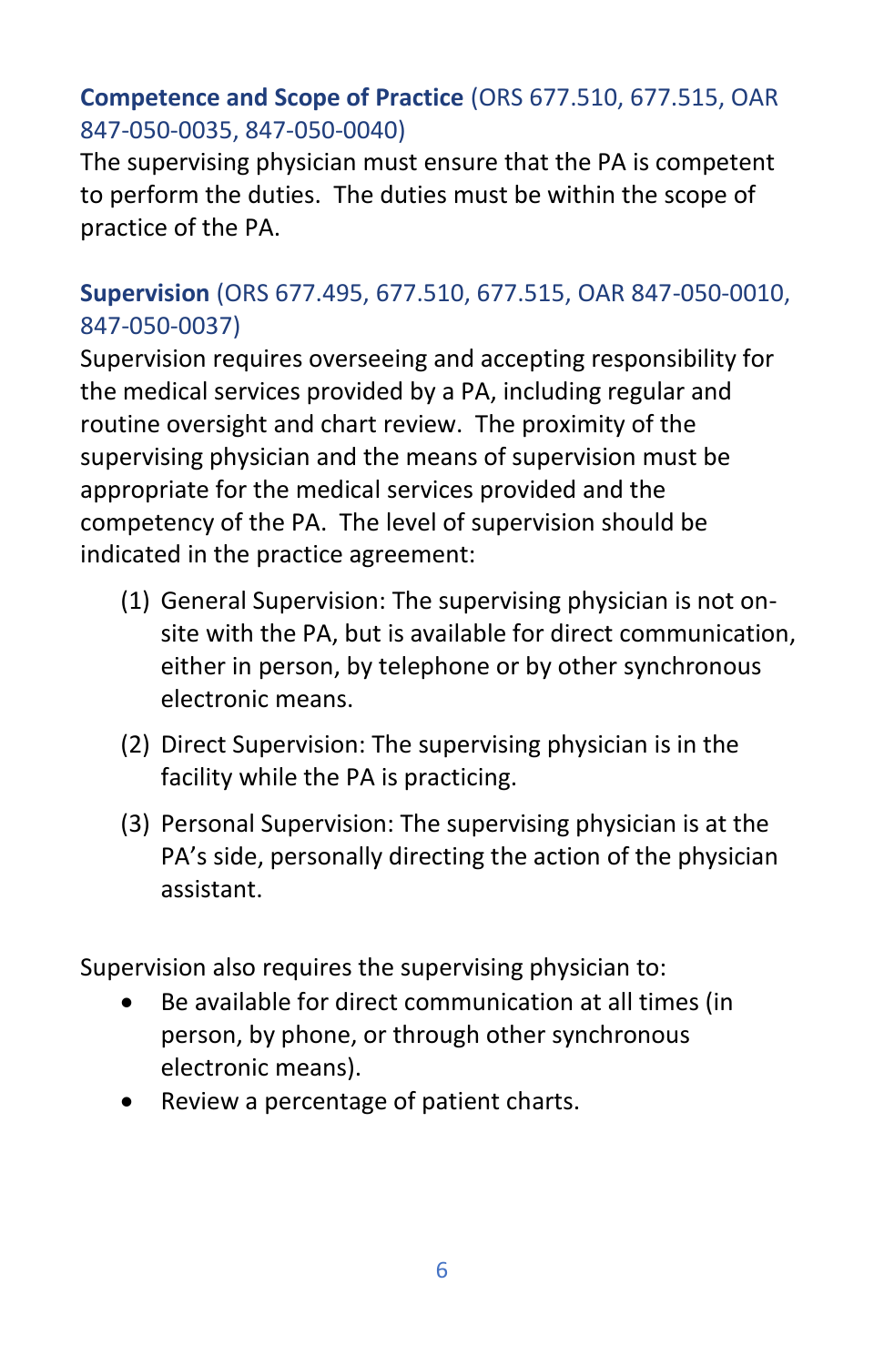### **Competence and Scope of Practice** (ORS 677.510, 677.515, OAR 847-050-0035, 847-050-0040)

The supervising physician must ensure that the PA is competent to perform the duties. The duties must be within the scope of practice of the PA.

### **Supervision** (ORS 677.495, 677.510, 677.515, OAR 847-050-0010, 847-050-0037)

Supervision requires overseeing and accepting responsibility for the medical services provided by a PA, including regular and routine oversight and chart review. The proximity of the supervising physician and the means of supervision must be appropriate for the medical services provided and the competency of the PA. The level of supervision should be indicated in the practice agreement:

(1) General Supervision: The supervising physician is not on-site with the PA, but is available for direct communication, either in person, by telephone or by other synchronous electronic means.

(2) Direct Supervision: The supervising physician is in the facility while the PA is practicing.

(3) Personal Supervision: The supervising physician is at the PA's side, personally directing the action of the physician assistant.

Supervision also requires the supervising physician to:

- Be available for direct communication at all times (in person, by phone, or through other synchronous electronic means).
- Review a percentage of patient charts.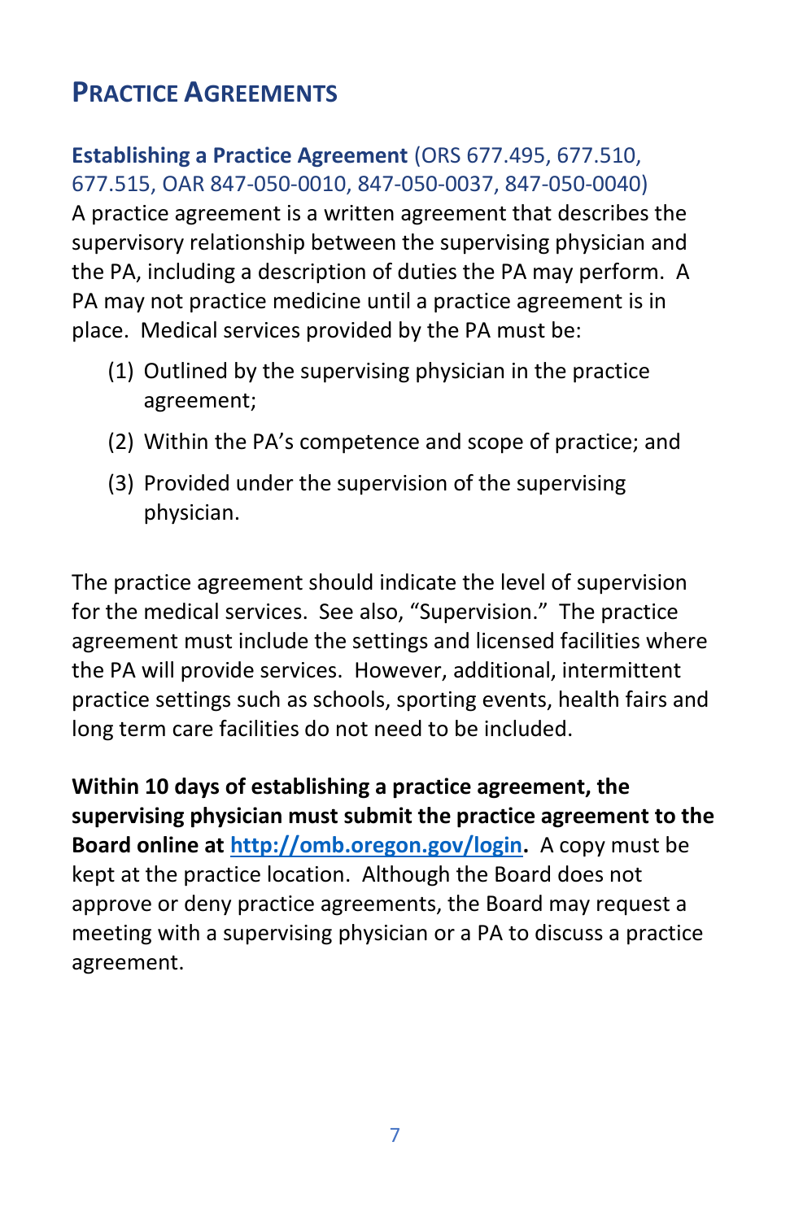## Practice Agreements

### Establishing a Practice Agreement (ORS 677.495, 677.510, 677.515, OAR 847-050-0010, 847-050-0037, 847-050-0040)

A practice agreement is a written agreement that describes the supervisory relationship between the supervising physician and the PA, including a description of duties the PA may perform. A PA may not practice medicine until a practice agreement is in place. Medical services provided by the PA must be:

(1) Outlined by the supervising physician in the practice agreement;

(2) Within the PA's competence and scope of practice; and

(3) Provided under the supervision of the supervising physician.

The practice agreement should indicate the level of supervision for the medical services. See also, "Supervision." The practice agreement must include the settings and licensed facilities where the PA will provide services. However, additional, intermittent practice settings such as schools, sporting events, health fairs and long term care facilities do not need to be included.

**Within 10 days of establishing a practice agreement, the supervising physician must submit the practice agreement to the Board online at [http://omb.oregon.gov/login](http://omb.oregon.gov/login).** A copy must be kept at the practice location. Although the Board does not approve or deny practice agreements, the Board may request a meeting with a supervising physician or a PA to discuss a practice agreement.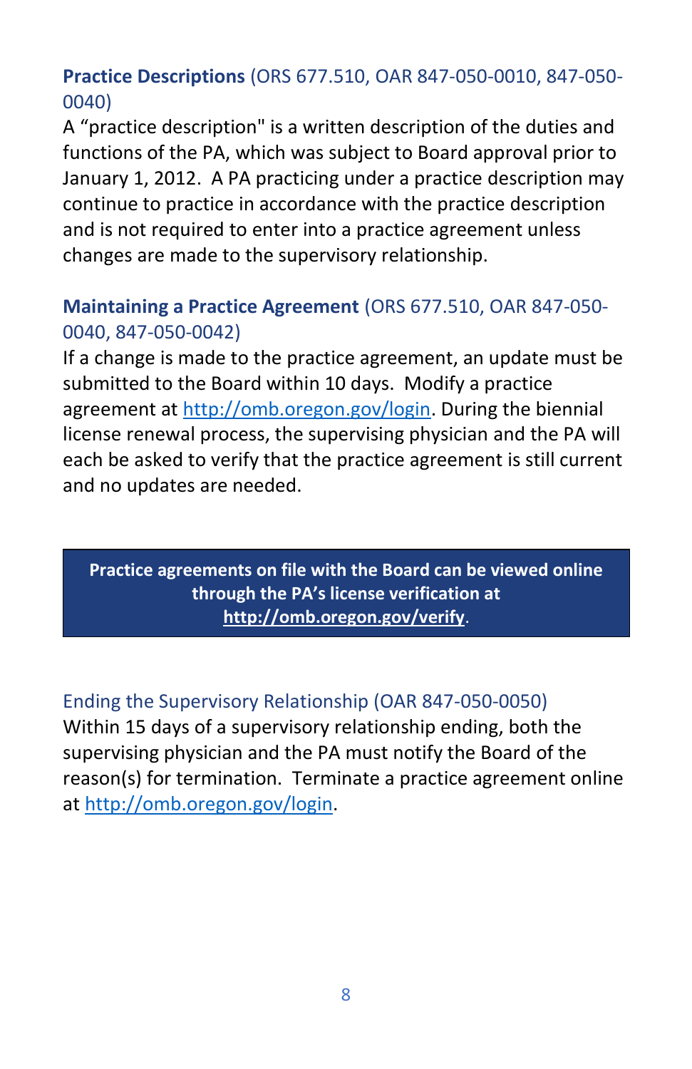### **Practice Descriptions** (ORS 677.510, OAR 847-050-0010, 847-050-0040)

A “practice description" is a written description of the duties and functions of the PA, which was subject to Board approval prior to January 1, 2012. A PA practicing under a practice description may continue to practice in accordance with the practice description and is not required to enter into a practice agreement unless changes are made to the supervisory relationship.

### **Maintaining a Practice Agreement** (ORS 677.510, OAR 847-050-0040, 847-050-0042)

If a change is made to the practice agreement, an update must be submitted to the Board within 10 days. Modify a practice agreement at http://omb.oregon.gov/login. During the biennial license renewal process, the supervising physician and the PA will each be asked to verify that the practice agreement is still current and no updates are needed.

**Practice agreements on file with the Board can be viewed online through the PA’s license verification at http://omb.oregon.gov/verify.**

### Ending the Supervisory Relationship (OAR 847-050-0050)

Within 15 days of a supervisory relationship ending, both the supervising physician and the PA must notify the Board of the reason(s) for termination. Terminate a practice agreement online at http://omb.oregon.gov/login.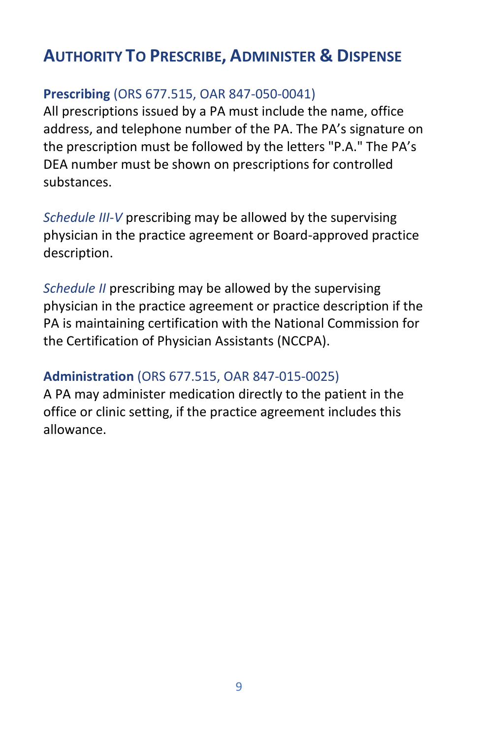## Authority To Prescribe, Administer & Dispense

### **Prescribing** (ORS 677.515, OAR 847-050-0041)

All prescriptions issued by a PA must include the name, office address, and telephone number of the PA. The PA's signature on the prescription must be followed by the letters "P.A." The PA's DEA number must be shown on prescriptions for controlled substances.

*Schedule III-V* prescribing may be allowed by the supervising physician in the practice agreement or Board-approved practice description.

*Schedule II* prescribing may be allowed by the supervising physician in the practice agreement or practice description if the PA is maintaining certification with the National Commission for the Certification of Physician Assistants (NCCPA).

### **Administration** (ORS 677.515, OAR 847-015-0025)

A PA may administer medication directly to the patient in the office or clinic setting, if the practice agreement includes this allowance.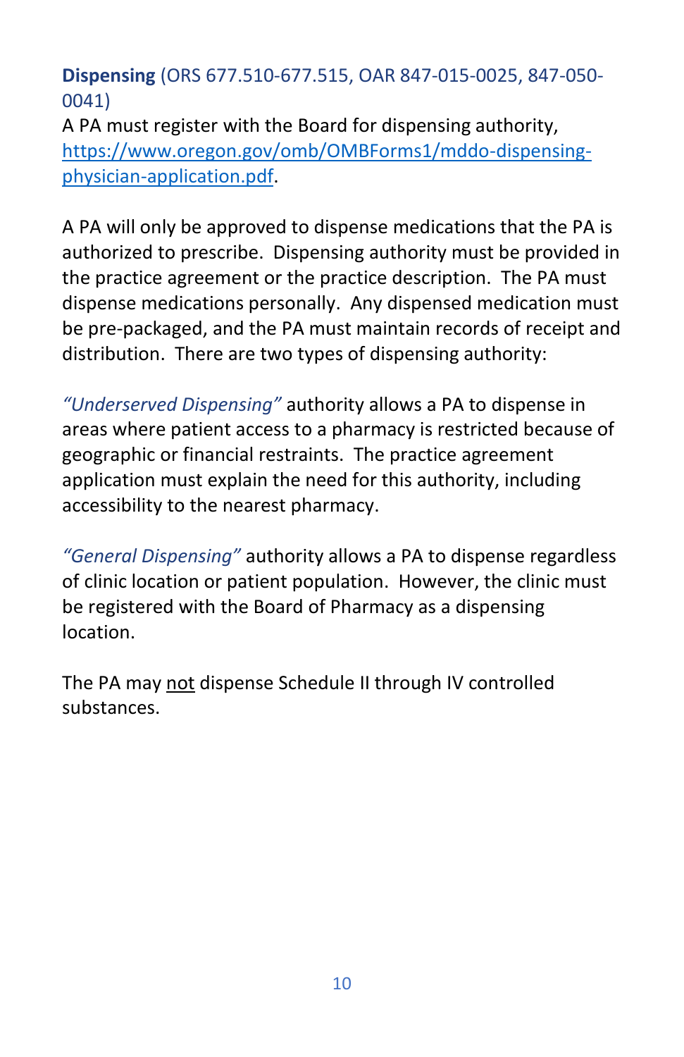**Dispensing** (ORS 677.510-677.515, OAR 847-015-0025, 847-050-0041)
A PA must register with the Board for dispensing authority, [https://www.oregon.gov/omb/OMBForms1/mddo-dispensing-physician-application.pdf](https://www.oregon.gov/omb/OMBForms1/mddo-dispensing-physician-application.pdf).

A PA will only be approved to dispense medications that the PA is authorized to prescribe. Dispensing authority must be provided in the practice agreement or the practice description. The PA must dispense medications personally. Any dispensed medication must be pre-packaged, and the PA must maintain records of receipt and distribution. There are two types of dispensing authority:

*"Underserved Dispensing"* authority allows a PA to dispense in areas where patient access to a pharmacy is restricted because of geographic or financial restraints. The practice agreement application must explain the need for this authority, including accessibility to the nearest pharmacy.

*"General Dispensing"* authority allows a PA to dispense regardless of clinic location or patient population. However, the clinic must be registered with the Board of Pharmacy as a dispensing location.

The PA may <u>not</u> dispense Schedule II through IV controlled substances.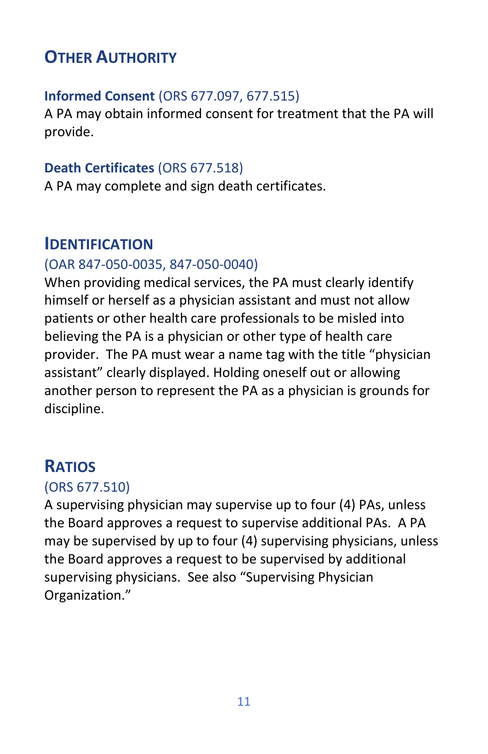## Other Authority

**Informed Consent** (ORS 677.097, 677.515)
A PA may obtain informed consent for treatment that the PA will provide.

**Death Certificates** (ORS 677.518)
A PA may complete and sign death certificates.

## Identification

(OAR 847-050-0035, 847-050-0040)
When providing medical services, the PA must clearly identify himself or herself as a physician assistant and must not allow patients or other health care professionals to be misled into believing the PA is a physician or other type of health care provider. The PA must wear a name tag with the title "physician assistant" clearly displayed. Holding oneself out or allowing another person to represent the PA as a physician is grounds for discipline.

## Ratios

(ORS 677.510)
A supervising physician may supervise up to four (4) PAs, unless the Board approves a request to supervise additional PAs. A PA may be supervised by up to four (4) supervising physicians, unless the Board approves a request to be supervised by additional supervising physicians. See also "Supervising Physician Organization."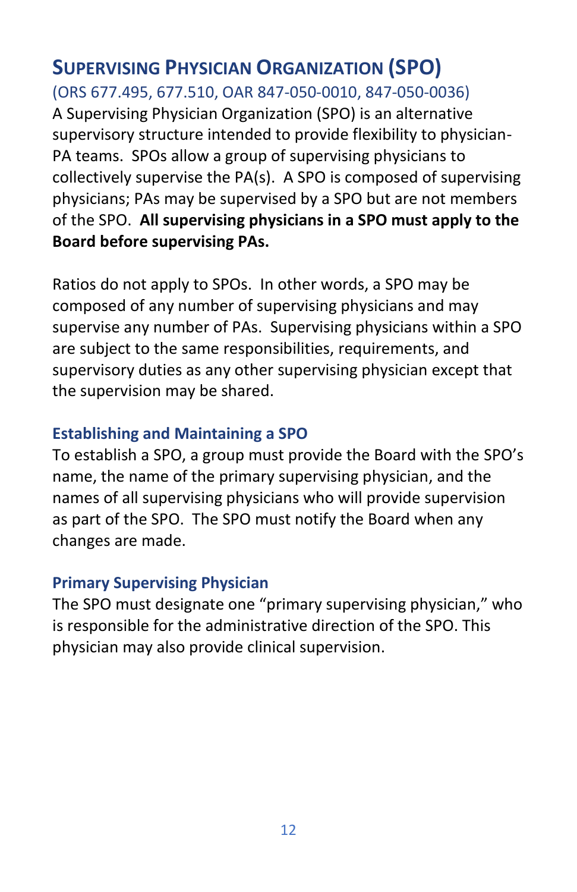## Supervising Physician Organization (SPO)

(ORS 677.495, 677.510, OAR 847-050-0010, 847-050-0036)

A Supervising Physician Organization (SPO) is an alternative supervisory structure intended to provide flexibility to physician-PA teams. SPOs allow a group of supervising physicians to collectively supervise the PA(s). A SPO is composed of supervising physicians; PAs may be supervised by a SPO but are not members of the SPO. **All supervising physicians in a SPO must apply to the Board before supervising PAs.**

Ratios do not apply to SPOs. In other words, a SPO may be composed of any number of supervising physicians and may supervise any number of PAs. Supervising physicians within a SPO are subject to the same responsibilities, requirements, and supervisory duties as any other supervising physician except that the supervision may be shared.

### Establishing and Maintaining a SPO

To establish a SPO, a group must provide the Board with the SPO's name, the name of the primary supervising physician, and the names of all supervising physicians who will provide supervision as part of the SPO. The SPO must notify the Board when any changes are made.

### Primary Supervising Physician

The SPO must designate one "primary supervising physician," who is responsible for the administrative direction of the SPO. This physician may also provide clinical supervision.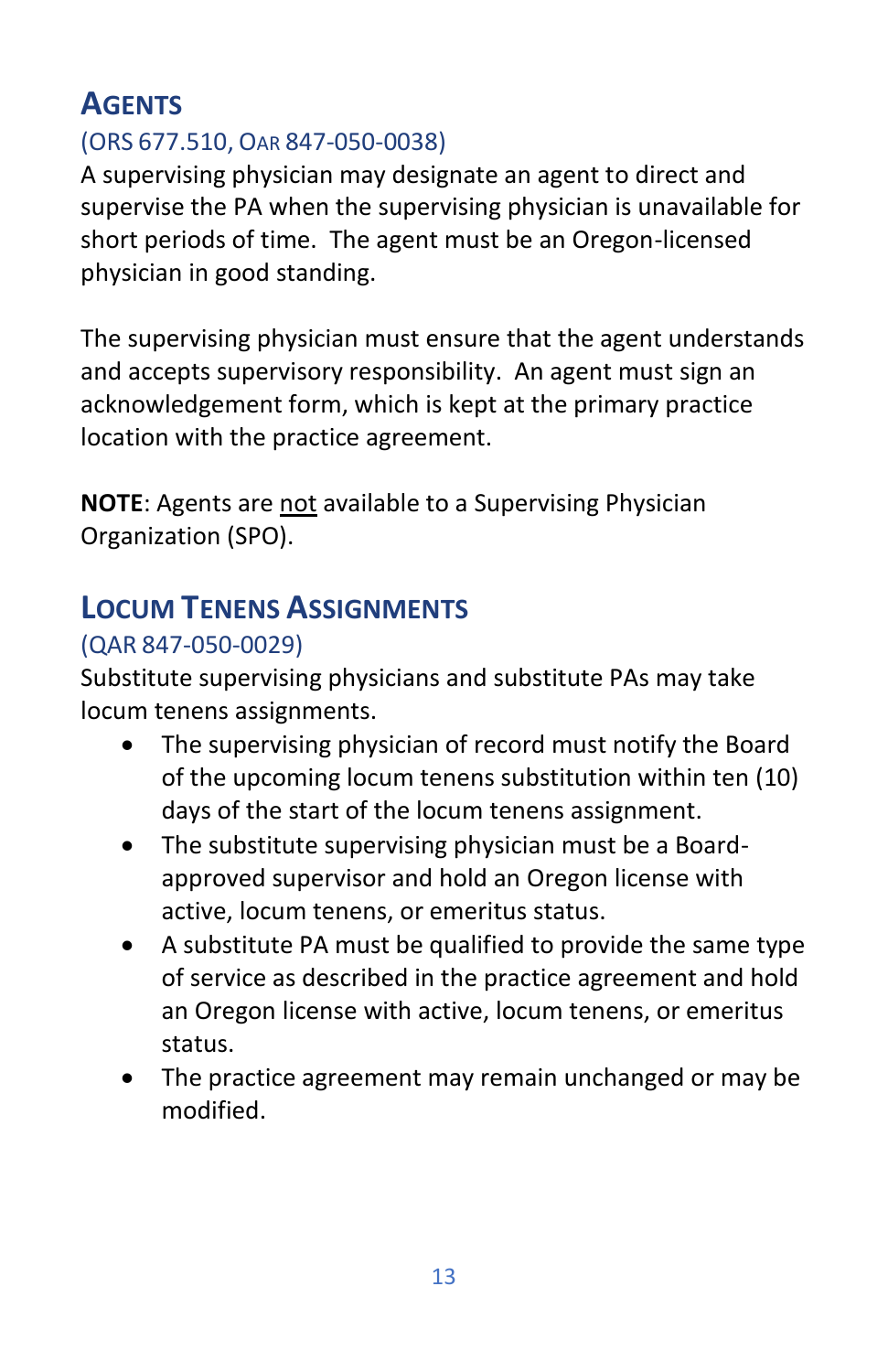## Agents

(ORS 677.510, OAR 847-050-0038)

A supervising physician may designate an agent to direct and supervise the PA when the supervising physician is unavailable for short periods of time. The agent must be an Oregon-licensed physician in good standing.

The supervising physician must ensure that the agent understands and accepts supervisory responsibility. An agent must sign an acknowledgement form, which is kept at the primary practice location with the practice agreement.

**NOTE**: Agents are <u>not</u> available to a Supervising Physician Organization (SPO).

## Locum Tenens Assignments

(QAR 847-050-0029)

Substitute supervising physicians and substitute PAs may take locum tenens assignments.

- The supervising physician of record must notify the Board of the upcoming locum tenens substitution within ten (10) days of the start of the locum tenens assignment.
- The substitute supervising physician must be a Board-approved supervisor and hold an Oregon license with active, locum tenens, or emeritus status.
- A substitute PA must be qualified to provide the same type of service as described in the practice agreement and hold an Oregon license with active, locum tenens, or emeritus status.
- The practice agreement may remain unchanged or may be modified.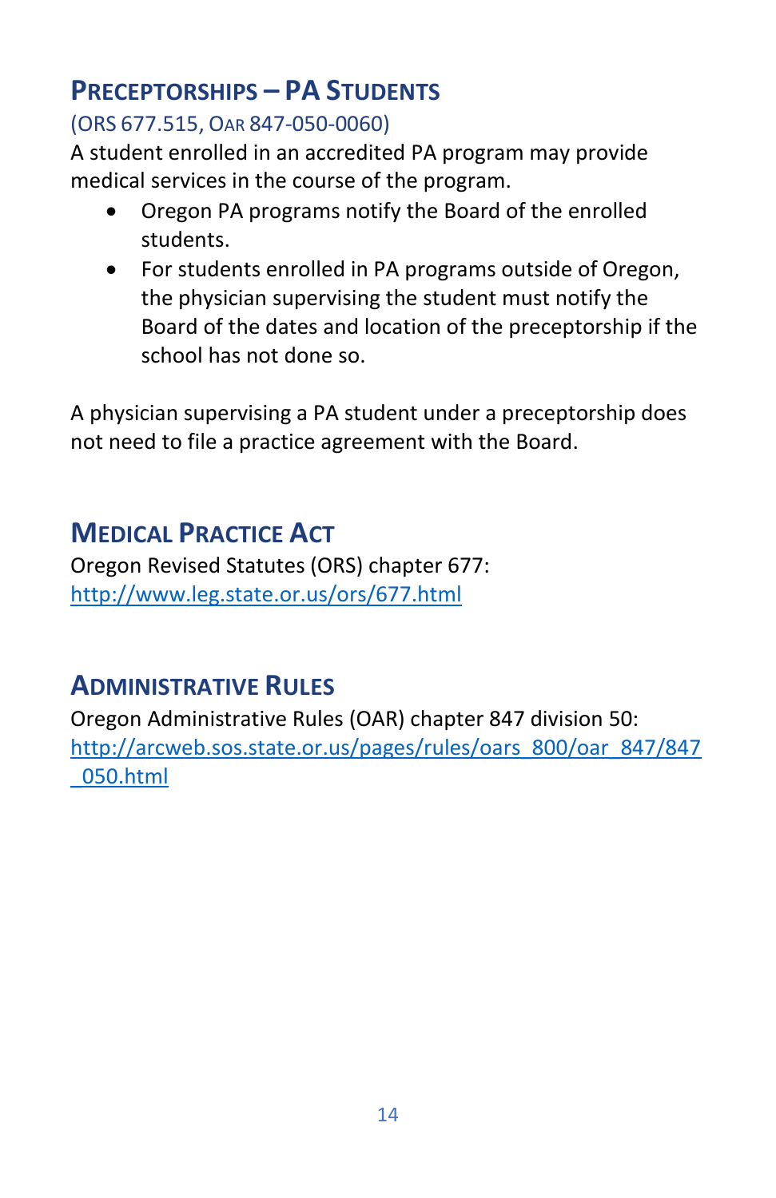## Preceptorships – PA Students

(ORS 677.515, OAR 847-050-0060)

A student enrolled in an accredited PA program may provide medical services in the course of the program.

- Oregon PA programs notify the Board of the enrolled students.
- For students enrolled in PA programs outside of Oregon, the physician supervising the student must notify the Board of the dates and location of the preceptorship if the school has not done so.

A physician supervising a PA student under a preceptorship does not need to file a practice agreement with the Board.

## Medical Practice Act

Oregon Revised Statutes (ORS) chapter 677:
http://www.leg.state.or.us/ors/677.html

## Administrative Rules

Oregon Administrative Rules (OAR) chapter 847 division 50:
http://arcweb.sos.state.or.us/pages/rules/oars_800/oar_847/847_050.html